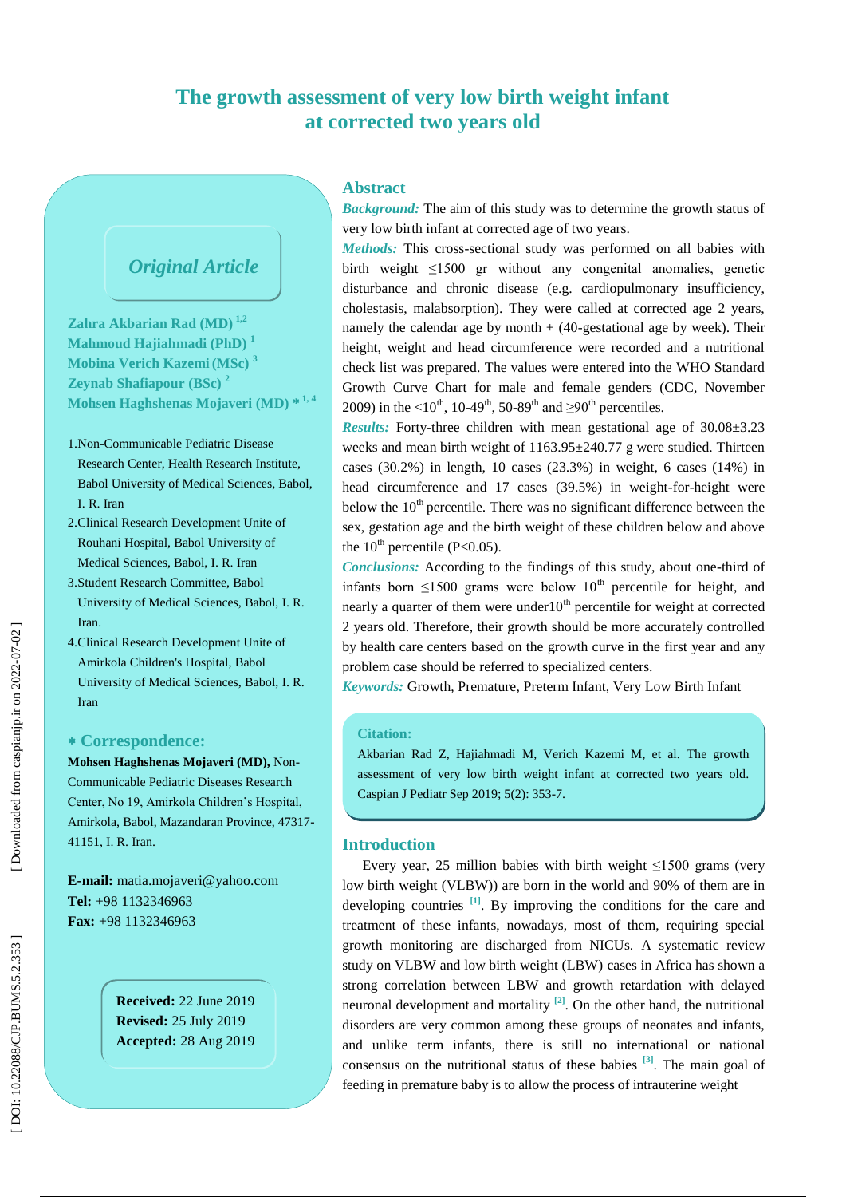# The growth assessment of very low birth weight infant at corrected two years old

*Original Article*

**Zahra Akbarian Rad (MD)** [1,2]
**Mahmoud Hajiahmadi (PhD)** [1]
**Mobina Verich Kazemi (MSc)** [3]
**Zeynab Shafiapour (BSc)** [2]
**Mohsen Haghshenas Mojaveri (MD)** * [1, 4]

1. Non-Communicable Pediatric Disease Research Center, Health Research Institute, Babol University of Medical Sciences, Babol, I. R. Iran
2. Clinical Research Development Unite of Rouhani Hospital, Babol University of Medical Sciences, Babol, I. R. Iran
3. Student Research Committee, Babol University of Medical Sciences, Babol, I. R. Iran.
4. Clinical Research Development Unite of Amirkola Children's Hospital, Babol University of Medical Sciences, Babol, I. R. Iran

**\* Correspondence:**

**Mohsen Haghshenas Mojaveri (MD),** Non-Communicable Pediatric Diseases Research Center, No 19, Amirkola Children's Hospital, Amirkola, Babol, Mazandaran Province, 47317-41151, I. R. Iran.

**E-mail:** matia.mojaveri@yahoo.com
**Tel:** +98 1132346963
**Fax:** +98 1132346963

**Received:** 22 June 2019
**Revised:** 25 July 2019
**Accepted:** 28 Aug 2019

## Abstract

***Background:*** The aim of this study was to determine the growth status of very low birth infant at corrected age of two years.

***Methods:*** This cross-sectional study was performed on all babies with birth weight ≤1500 gr without any congenital anomalies, genetic disturbance and chronic disease (e.g. cardiopulmonary insufficiency, cholestasis, malabsorption). They were called at corrected age 2 years, namely the calendar age by month + (40-gestational age by week). Their height, weight and head circumference were recorded and a nutritional check list was prepared. The values were entered into the WHO Standard Growth Curve Chart for male and female genders (CDC, November 2009) in the $<10^{th}$, $10\text{-}49^{th}$, $50\text{-}89^{th}$ and $\geq 90^{th}$ percentiles.

***Results:*** Forty-three children with mean gestational age of 30.08±3.23 weeks and mean birth weight of 1163.95±240.77 g were studied. Thirteen cases (30.2%) in length, 10 cases (23.3%) in weight, 6 cases (14%) in head circumference and 17 cases (39.5%) in weight-for-height were below the $10^{th}$ percentile. There was no significant difference between the sex, gestation age and the birth weight of these children below and above the $10^{th}$ percentile ($P<0.05$).

***Conclusions:*** According to the findings of this study, about one-third of infants born ≤1500 grams were below $10^{th}$ percentile for height, and nearly a quarter of them were under$10^{th}$ percentile for weight at corrected 2 years old. Therefore, their growth should be more accurately controlled by health care centers based on the growth curve in the first year and any problem case should be referred to specialized centers.

***Keywords:*** Growth, Premature, Preterm Infant, Very Low Birth Infant

**Citation:**

Akbarian Rad Z, Hajiahmadi M, Verich Kazemi M, et al. The growth assessment of very low birth weight infant at corrected two years old. Caspian J Pediatr Sep 2019; 5(2): 353-7.

## Introduction

Every year, 25 million babies with birth weight ≤1500 grams (very low birth weight (VLBW)) are born in the world and 90% of them are in developing countries [1]. By improving the conditions for the care and treatment of these infants, nowadays, most of them, requiring special growth monitoring are discharged from NICUs. A systematic review study on VLBW and low birth weight (LBW) cases in Africa has shown a strong correlation between LBW and growth retardation with delayed neuronal development and mortality [2]. On the other hand, the nutritional disorders are very common among these groups of neonates and infants, and unlike term infants, there is still no international or national consensus on the nutritional status of these babies [3]. The main goal of feeding in premature baby is to allow the process of intrauterine weight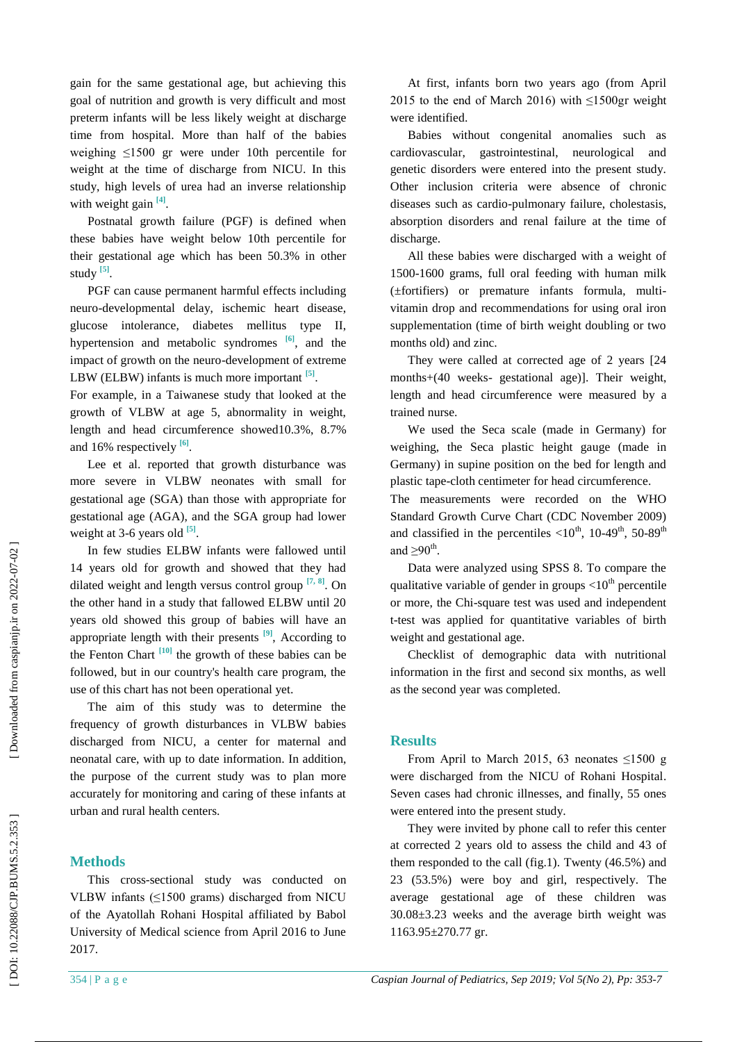gain for the same gestational age, but achieving this goal of nutrition and growth is very difficult and most preterm infants will be less likely weight at discharge time from hospital. More than half of the babies weighing ≤1500 gr were under 10th percentile for weight at the time of discharge from NICU. In this study, high levels of urea had an inverse relationship with weight gain [4].

Postnatal growth failure (PGF) is defined when these babies have weight below 10th percentile for their gestational age which has been 50.3% in other study [5].

PGF can cause permanent harmful effects including neuro-developmental delay, ischemic heart disease, glucose intolerance, diabetes mellitus type II, hypertension and metabolic syndromes [6], and the impact of growth on the neuro-development of extreme LBW (ELBW) infants is much more important [5]. For example, in a Taiwanese study that looked at the growth of VLBW at age 5, abnormality in weight, length and head circumference showed10.3%, 8.7% and 16% respectively [6].

Lee et al. reported that growth disturbance was more severe in VLBW neonates with small for gestational age (SGA) than those with appropriate for gestational age (AGA), and the SGA group had lower weight at 3-6 years old [5].

In few studies ELBW infants were fallowed until 14 years old for growth and showed that they had dilated weight and length versus control group [7, 8]. On the other hand in a study that fallowed ELBW until 20 years old showed this group of babies will have an appropriate length with their presents [9], According to the Fenton Chart [10] the growth of these babies can be followed, but in our country's health care program, the use of this chart has not been operational yet.

The aim of this study was to determine the frequency of growth disturbances in VLBW babies discharged from NICU, a center for maternal and neonatal care, with up to date information. In addition, the purpose of the current study was to plan more accurately for monitoring and caring of these infants at urban and rural health centers.

## Methods

This cross-sectional study was conducted on VLBW infants (≤1500 grams) discharged from NICU of the Ayatollah Rohani Hospital affiliated by Babol University of Medical science from April 2016 to June 2017.

At first, infants born two years ago (from April 2015 to the end of March 2016) with ≤1500gr weight were identified.

Babies without congenital anomalies such as cardiovascular, gastrointestinal, neurological and genetic disorders were entered into the present study. Other inclusion criteria were absence of chronic diseases such as cardio-pulmonary failure, cholestasis, absorption disorders and renal failure at the time of discharge.

All these babies were discharged with a weight of 1500-1600 grams, full oral feeding with human milk (±fortifiers) or premature infants formula, multi-vitamin drop and recommendations for using oral iron supplementation (time of birth weight doubling or two months old) and zinc.

They were called at corrected age of 2 years [24 months+(40 weeks- gestational age)]. Their weight, length and head circumference were measured by a trained nurse.

We used the Seca scale (made in Germany) for weighing, the Seca plastic height gauge (made in Germany) in supine position on the bed for length and plastic tape-cloth centimeter for head circumference.
The measurements were recorded on the WHO Standard Growth Curve Chart (CDC November 2009) and classified in the percentiles <10$^{th}$, 10-49$^{th}$, 50-89$^{th}$ and ≥90$^{th}$.

Data were analyzed using SPSS 8. To compare the qualitative variable of gender in groups <10$^{th}$ percentile or more, the Chi-square test was used and independent t-test was applied for quantitative variables of birth weight and gestational age.

Checklist of demographic data with nutritional information in the first and second six months, as well as the second year was completed.

## Results

From April to March 2015, 63 neonates ≤1500 g were discharged from the NICU of Rohani Hospital. Seven cases had chronic illnesses, and finally, 55 ones were entered into the present study.

They were invited by phone call to refer this center at corrected 2 years old to assess the child and 43 of them responded to the call (fig.1). Twenty (46.5%) and 23 (53.5%) were boy and girl, respectively. The average gestational age of these children was 30.08±3.23 weeks and the average birth weight was 1163.95±270.77 gr.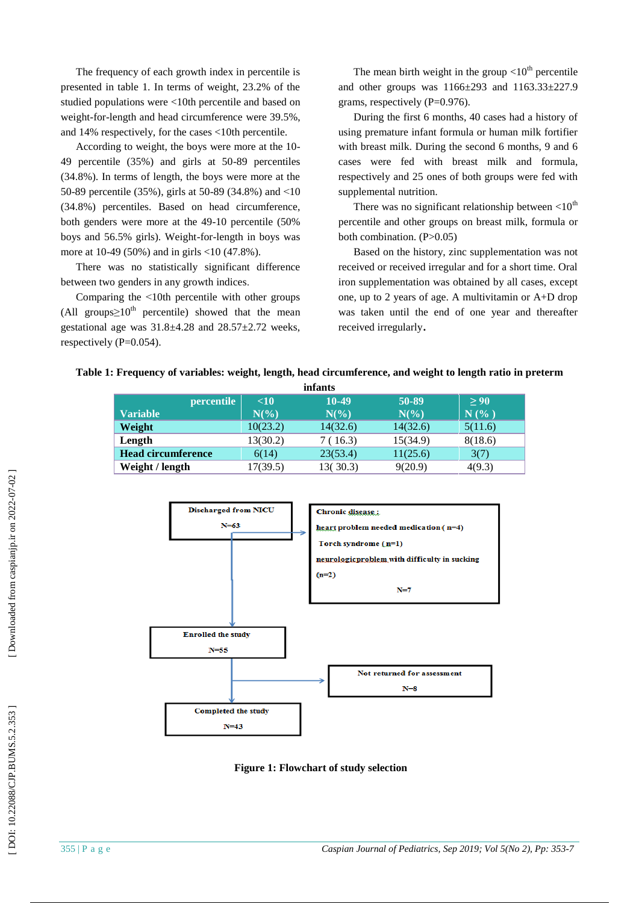The frequency of each growth index in percentile is presented in table 1. In terms of weight, 23.2% of the studied populations were <10th percentile and based on weight-for-length and head circumference were 39.5%, and 14% respectively, for the cases <10th percentile.

According to weight, the boys were more at the 10-49 percentile (35%) and girls at 50-89 percentiles (34.8%). In terms of length, the boys were more at the 50-89 percentile (35%), girls at 50-89 (34.8%) and <10 (34.8%) percentiles. Based on head circumference, both genders were more at the 49-10 percentile (50% boys and 56.5% girls). Weight-for-length in boys was more at 10-49 (50%) and in girls <10 (47.8%).

There was no statistically significant difference between two genders in any growth indices.

Comparing the <10th percentile with other groups (All groups≥10[th] percentile) showed that the mean gestational age was 31.8±4.28 and 28.57±2.72 weeks, respectively (P=0.054).

The mean birth weight in the group <10[th] percentile and other groups was 1166±293 and 1163.33±227.9 grams, respectively (P=0.976).

During the first 6 months, 40 cases had a history of using premature infant formula or human milk fortifier with breast milk. During the second 6 months, 9 and 6 cases were fed with breast milk and formula, respectively and 25 ones of both groups were fed with supplemental nutrition.

There was no significant relationship between <10[th] percentile and other groups on breast milk, formula or both combination. (P>0.05)

Based on the history, zinc supplementation was not received or received irregular and for a short time. Oral iron supplementation was obtained by all cases, except one, up to 2 years of age. A multivitamin or A+D drop was taken until the end of one year and thereafter received irregularly.

**Table 1: Frequency of variables: weight, length, head circumference, and weight to length ratio in preterm infants**

| Variable / percentile | <10 N(%) | 10-49 N(%) | 50-89 N(%) | ≥ 90 N (% ) |
|---|---|---|---|---|
| **Weight** | 10(23.2) | 14(32.6) | 14(32.6) | 5(11.6) |
| **Length** | 13(30.2) | 7 ( 16.3) | 15(34.9) | 8(18.6) |
| **Head circumference** | 6(14) | 23(53.4) | 11(25.6) | 3(7) |
| **Weight / length** | 17(39.5) | 13( 30.3) | 9(20.9) | 4(9.3) |

Discharged from NICU N=63

Chronic disease: heart problem needed medication (n=4) Torch syndrome (n=1) neurologicproblem with difficulty in sucking (n=2) N=7

Enrolled the study N=55

Not returned for assessment N=8

Completed the study N=43

**Figure 1: Flowchart of study selection**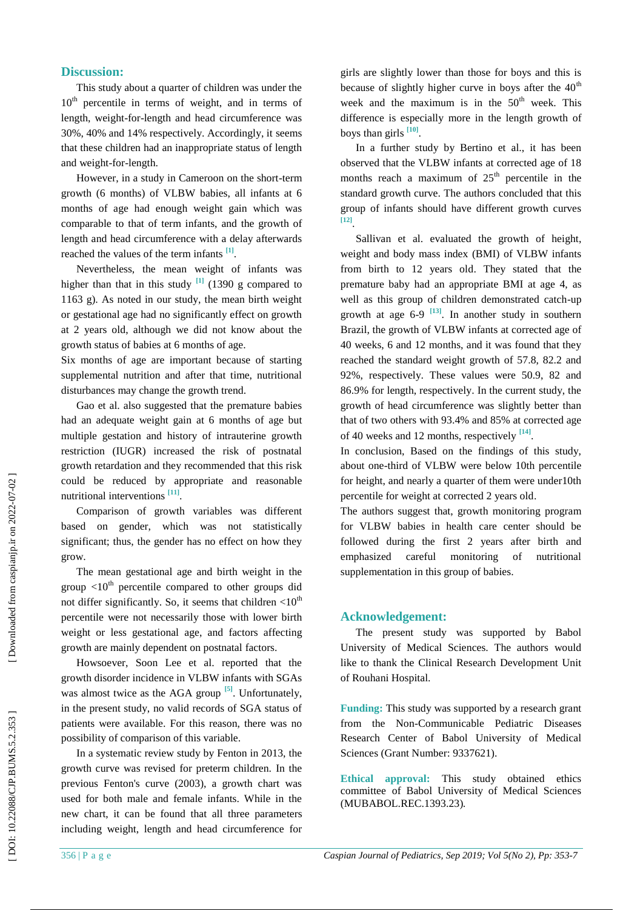## Discussion:

This study about a quarter of children was under the $10^{th}$ percentile in terms of weight, and in terms of length, weight-for-length and head circumference was 30%, 40% and 14% respectively. Accordingly, it seems that these children had an inappropriate status of length and weight-for-length.

However, in a study in Cameroon on the short-term growth (6 months) of VLBW babies, all infants at 6 months of age had enough weight gain which was comparable to that of term infants, and the growth of length and head circumference with a delay afterwards reached the values of the term infants [1].

Nevertheless, the mean weight of infants was higher than that in this study [1] (1390 g compared to 1163 g). As noted in our study, the mean birth weight or gestational age had no significantly effect on growth at 2 years old, although we did not know about the growth status of babies at 6 months of age.

Six months of age are important because of starting supplemental nutrition and after that time, nutritional disturbances may change the growth trend.

Gao et al. also suggested that the premature babies had an adequate weight gain at 6 months of age but multiple gestation and history of intrauterine growth restriction (IUGR) increased the risk of postnatal growth retardation and they recommended that this risk could be reduced by appropriate and reasonable nutritional interventions [11].

Comparison of growth variables was different based on gender, which was not statistically significant; thus, the gender has no effect on how they grow.

The mean gestational age and birth weight in the group $<10^{th}$ percentile compared to other groups did not differ significantly. So, it seems that children $<10^{th}$ percentile were not necessarily those with lower birth weight or less gestational age, and factors affecting growth are mainly dependent on postnatal factors.

Howsoever, Soon Lee et al. reported that the growth disorder incidence in VLBW infants with SGAs was almost twice as the AGA group [5]. Unfortunately, in the present study, no valid records of SGA status of patients were available. For this reason, there was no possibility of comparison of this variable.

In a systematic review study by Fenton in 2013, the growth curve was revised for preterm children. In the previous Fenton's curve (2003), a growth chart was used for both male and female infants. While in the new chart, it can be found that all three parameters including weight, length and head circumference for girls are slightly lower than those for boys and this is because of slightly higher curve in boys after the $40^{th}$ week and the maximum is in the $50^{th}$ week. This difference is especially more in the length growth of boys than girls [10].

In a further study by Bertino et al., it has been observed that the VLBW infants at corrected age of 18 months reach a maximum of $25^{th}$ percentile in the standard growth curve. The authors concluded that this group of infants should have different growth curves [12].

Sallivan et al. evaluated the growth of height, weight and body mass index (BMI) of VLBW infants from birth to 12 years old. They stated that the premature baby had an appropriate BMI at age 4, as well as this group of children demonstrated catch-up growth at age 6-9 [13]. In another study in southern Brazil, the growth of VLBW infants at corrected age of 40 weeks, 6 and 12 months, and it was found that they reached the standard weight growth of 57.8, 82.2 and 92%, respectively. These values were 50.9, 82 and 86.9% for length, respectively. In the current study, the growth of head circumference was slightly better than that of two others with 93.4% and 85% at corrected age of 40 weeks and 12 months, respectively [14].

In conclusion, Based on the findings of this study, about one-third of VLBW were below 10th percentile for height, and nearly a quarter of them were under10th percentile for weight at corrected 2 years old.

The authors suggest that, growth monitoring program for VLBW babies in health care center should be followed during the first 2 years after birth and emphasized careful monitoring of nutritional supplementation in this group of babies.

## Acknowledgement:

The present study was supported by Babol University of Medical Sciences. The authors would like to thank the Clinical Research Development Unit of Rouhani Hospital.

**Funding:** This study was supported by a research grant from the Non-Communicable Pediatric Diseases Research Center of Babol University of Medical Sciences (Grant Number: 9337621).

**Ethical approval:** This study obtained ethics committee of Babol University of Medical Sciences (MUBABOL.REC.1393.23).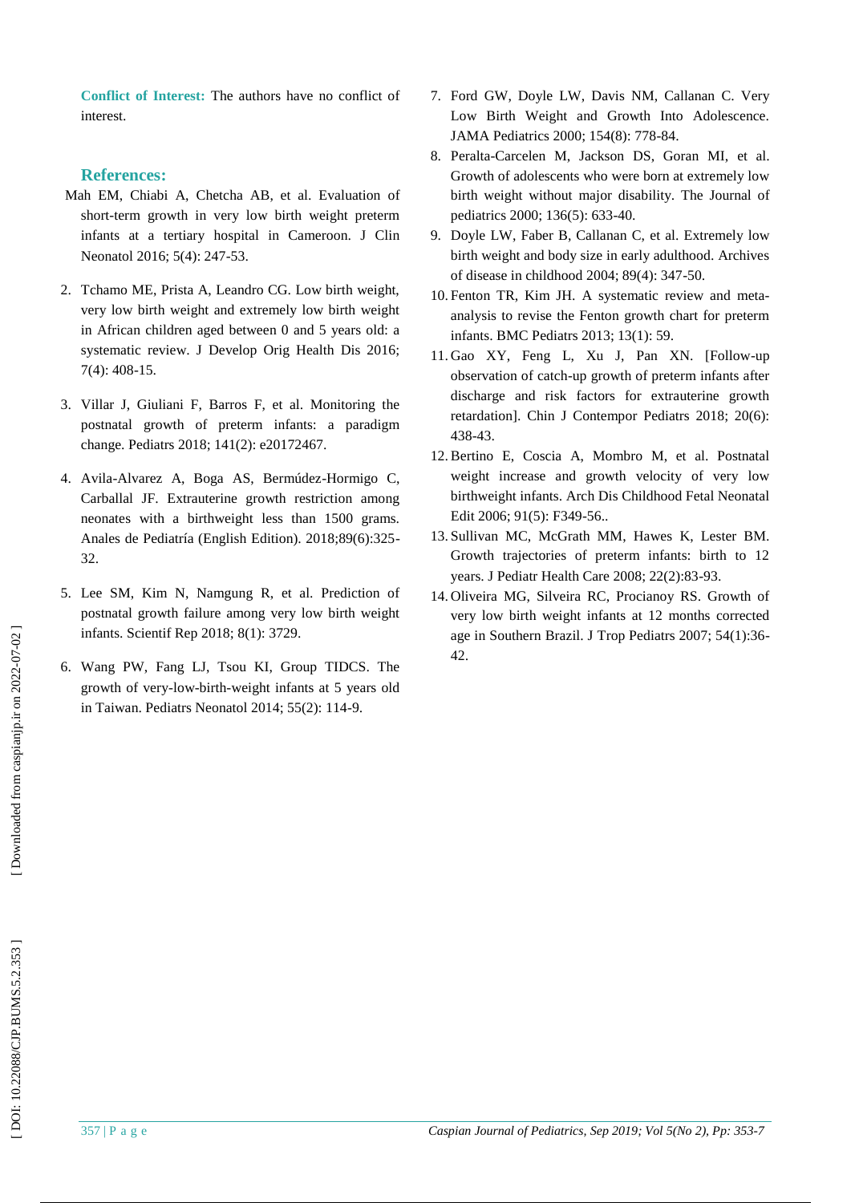**Conflict of Interest:** The authors have no conflict of interest.

## References:

1. Mah EM, Chiabi A, Chetcha AB, et al. Evaluation of short-term growth in very low birth weight preterm infants at a tertiary hospital in Cameroon. J Clin Neonatol 2016; 5(4): 247-53.
2. Tchamo ME, Prista A, Leandro CG. Low birth weight, very low birth weight and extremely low birth weight in African children aged between 0 and 5 years old: a systematic review. J Develop Orig Health Dis 2016; 7(4): 408-15.
3. Villar J, Giuliani F, Barros F, et al. Monitoring the postnatal growth of preterm infants: a paradigm change. Pediatrs 2018; 141(2): e20172467.
4. Avila-Alvarez A, Boga AS, Bermúdez-Hormigo C, Carballal JF. Extrauterine growth restriction among neonates with a birthweight less than 1500 grams. Anales de Pediatría (English Edition). 2018;89(6):325-32.
5. Lee SM, Kim N, Namgung R, et al. Prediction of postnatal growth failure among very low birth weight infants. Scientif Rep 2018; 8(1): 3729.
6. Wang PW, Fang LJ, Tsou KI, Group TIDCS. The growth of very-low-birth-weight infants at 5 years old in Taiwan. Pediatrs Neonatol 2014; 55(2): 114-9.
7. Ford GW, Doyle LW, Davis NM, Callanan C. Very Low Birth Weight and Growth Into Adolescence. JAMA Pediatrics 2000; 154(8): 778-84.
8. Peralta-Carcelen M, Jackson DS, Goran MI, et al. Growth of adolescents who were born at extremely low birth weight without major disability. The Journal of pediatrics 2000; 136(5): 633-40.
9. Doyle LW, Faber B, Callanan C, et al. Extremely low birth weight and body size in early adulthood. Archives of disease in childhood 2004; 89(4): 347-50.
10. Fenton TR, Kim JH. A systematic review and meta-analysis to revise the Fenton growth chart for preterm infants. BMC Pediatrs 2013; 13(1): 59.
11. Gao XY, Feng L, Xu J, Pan XN. [Follow-up observation of catch-up growth of preterm infants after discharge and risk factors for extrauterine growth retardation]. Chin J Contempor Pediatrs 2018; 20(6): 438-43.
12. Bertino E, Coscia A, Mombro M, et al. Postnatal weight increase and growth velocity of very low birthweight infants. Arch Dis Childhood Fetal Neonatal Edit 2006; 91(5): F349-56..
13. Sullivan MC, McGrath MM, Hawes K, Lester BM. Growth trajectories of preterm infants: birth to 12 years. J Pediatr Health Care 2008; 22(2):83-93.
14. Oliveira MG, Silveira RC, Procianoy RS. Growth of very low birth weight infants at 12 months corrected age in Southern Brazil. J Trop Pediatrs 2007; 54(1):36-42.